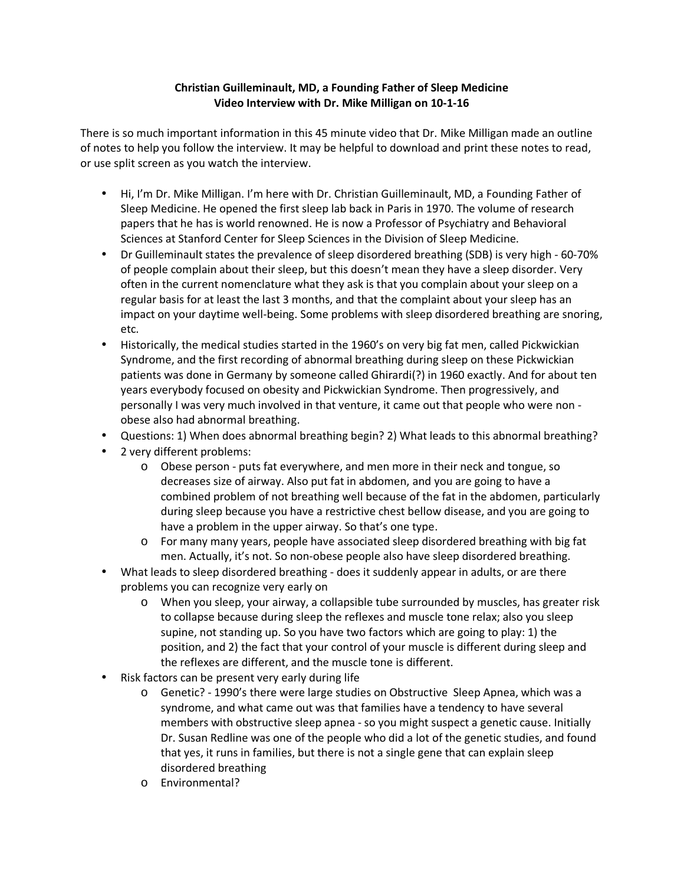**Christian Guilleminault, MD, a Founding Father of Sleep Medicine**
**Video Interview with Dr. Mike Milligan on 10-1-16**

There is so much important information in this 45 minute video that Dr. Mike Milligan made an outline of notes to help you follow the interview. It may be helpful to download and print these notes to read, or use split screen as you watch the interview.

- Hi, I'm Dr. Mike Milligan. I'm here with Dr. Christian Guilleminault, MD, a Founding Father of Sleep Medicine. He opened the first sleep lab back in Paris in 1970. The volume of research papers that he has is world renowned. He is now a Professor of Psychiatry and Behavioral Sciences at Stanford Center for Sleep Sciences in the Division of Sleep Medicine.
- Dr Guilleminault states the prevalence of sleep disordered breathing (SDB) is very high - 60-70% of people complain about their sleep, but this doesn't mean they have a sleep disorder. Very often in the current nomenclature what they ask is that you complain about your sleep on a regular basis for at least the last 3 months, and that the complaint about your sleep has an impact on your daytime well-being. Some problems with sleep disordered breathing are snoring, etc.
- Historically, the medical studies started in the 1960's on very big fat men, called Pickwickian Syndrome, and the first recording of abnormal breathing during sleep on these Pickwickian patients was done in Germany by someone called Ghirardi(?) in 1960 exactly. And for about ten years everybody focused on obesity and Pickwickian Syndrome. Then progressively, and personally I was very much involved in that venture, it came out that people who were non - obese also had abnormal breathing.
- Questions: 1) When does abnormal breathing begin? 2) What leads to this abnormal breathing?
- 2 very different problems:
    - Obese person - puts fat everywhere, and men more in their neck and tongue, so decreases size of airway. Also put fat in abdomen, and you are going to have a combined problem of not breathing well because of the fat in the abdomen, particularly during sleep because you have a restrictive chest bellow disease, and you are going to have a problem in the upper airway. So that's one type.
    - For many many years, people have associated sleep disordered breathing with big fat men. Actually, it's not. So non-obese people also have sleep disordered breathing.
- What leads to sleep disordered breathing - does it suddenly appear in adults, or are there problems you can recognize very early on
    - When you sleep, your airway, a collapsible tube surrounded by muscles, has greater risk to collapse because during sleep the reflexes and muscle tone relax; also you sleep supine, not standing up. So you have two factors which are going to play: 1) the position, and 2) the fact that your control of your muscle is different during sleep and the reflexes are different, and the muscle tone is different.
- Risk factors can be present very early during life
    - Genetic? - 1990's there were large studies on Obstructive Sleep Apnea, which was a syndrome, and what came out was that families have a tendency to have several members with obstructive sleep apnea - so you might suspect a genetic cause. Initially Dr. Susan Redline was one of the people who did a lot of the genetic studies, and found that yes, it runs in families, but there is not a single gene that can explain sleep disordered breathing
    - Environmental?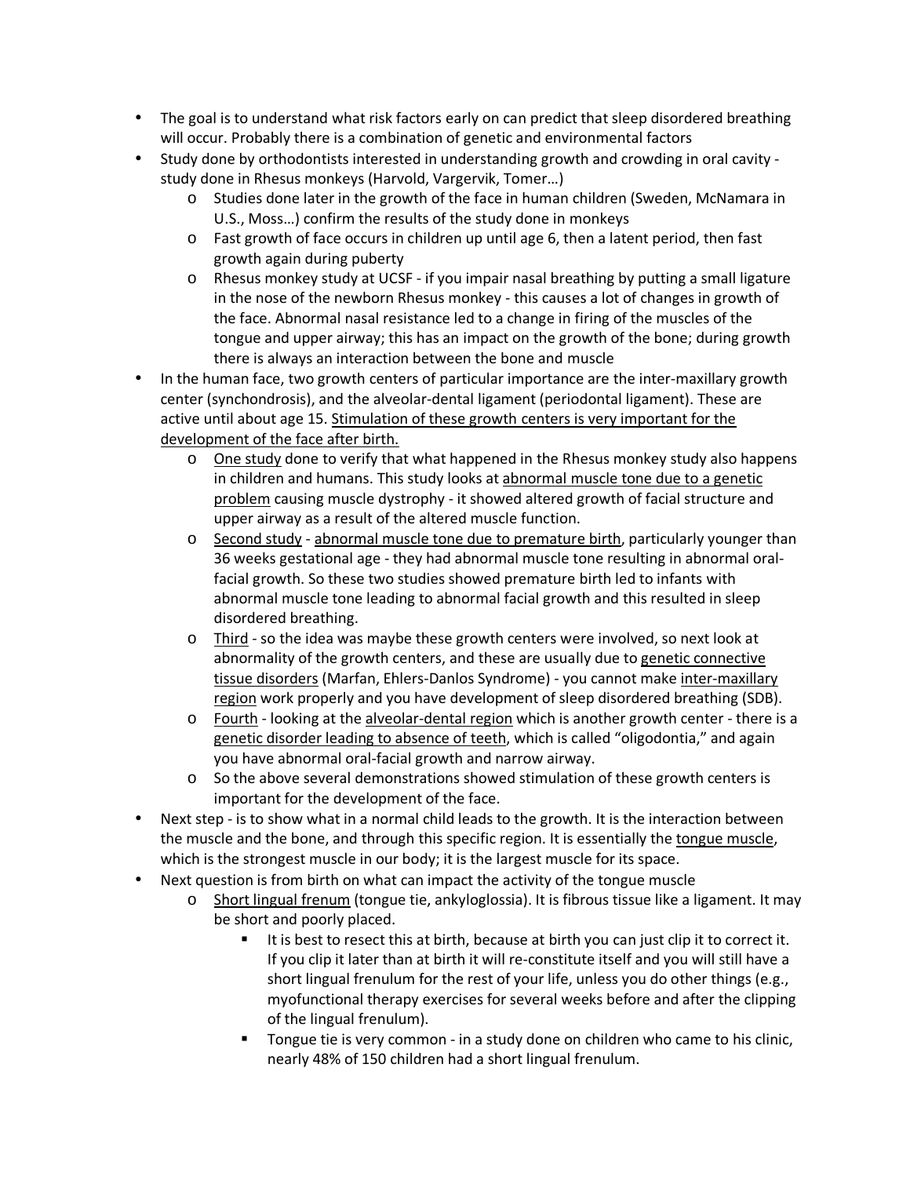- The goal is to understand what risk factors early on can predict that sleep disordered breathing will occur. Probably there is a combination of genetic and environmental factors
- Study done by orthodontists interested in understanding growth and crowding in oral cavity - study done in Rhesus monkeys (Harvold, Vargervik, Tomer…)
  - Studies done later in the growth of the face in human children (Sweden, McNamara in U.S., Moss…) confirm the results of the study done in monkeys
  - Fast growth of face occurs in children up until age 6, then a latent period, then fast growth again during puberty
  - Rhesus monkey study at UCSF - if you impair nasal breathing by putting a small ligature in the nose of the newborn Rhesus monkey - this causes a lot of changes in growth of the face. Abnormal nasal resistance led to a change in firing of the muscles of the tongue and upper airway; this has an impact on the growth of the bone; during growth there is always an interaction between the bone and muscle
- In the human face, two growth centers of particular importance are the inter-maxillary growth center (synchondrosis), and the alveolar-dental ligament (periodontal ligament). These are active until about age 15. <u>Stimulation of these growth centers is very important for the development of the face after birth.</u>
  - <u>One study</u> done to verify that what happened in the Rhesus monkey study also happens in children and humans. This study looks at <u>abnormal muscle tone due to a genetic problem</u> causing muscle dystrophy - it showed altered growth of facial structure and upper airway as a result of the altered muscle function.
  - <u>Second study</u> - <u>abnormal muscle tone due to premature birth</u>, particularly younger than 36 weeks gestational age - they had abnormal muscle tone resulting in abnormal oral-facial growth. So these two studies showed premature birth led to infants with abnormal muscle tone leading to abnormal facial growth and this resulted in sleep disordered breathing.
  - <u>Third</u> - so the idea was maybe these growth centers were involved, so next look at abnormality of the growth centers, and these are usually due to <u>genetic connective tissue disorders</u> (Marfan, Ehlers-Danlos Syndrome) - you cannot make <u>inter-maxillary region</u> work properly and you have development of sleep disordered breathing (SDB).
  - <u>Fourth</u> - looking at the <u>alveolar-dental region</u> which is another growth center - there is a <u>genetic disorder leading to absence of teeth</u>, which is called "oligodontia," and again you have abnormal oral-facial growth and narrow airway.
  - So the above several demonstrations showed stimulation of these growth centers is important for the development of the face.
- Next step - is to show what in a normal child leads to the growth. It is the interaction between the muscle and the bone, and through this specific region. It is essentially the <u>tongue muscle</u>, which is the strongest muscle in our body; it is the largest muscle for its space.
- Next question is from birth on what can impact the activity of the tongue muscle
  - <u>Short lingual frenum</u> (tongue tie, ankyloglossia). It is fibrous tissue like a ligament. It may be short and poorly placed.
    - It is best to resect this at birth, because at birth you can just clip it to correct it. If you clip it later than at birth it will re-constitute itself and you will still have a short lingual frenulum for the rest of your life, unless you do other things (e.g., myofunctional therapy exercises for several weeks before and after the clipping of the lingual frenulum).
    - Tongue tie is very common - in a study done on children who came to his clinic, nearly 48% of 150 children had a short lingual frenulum.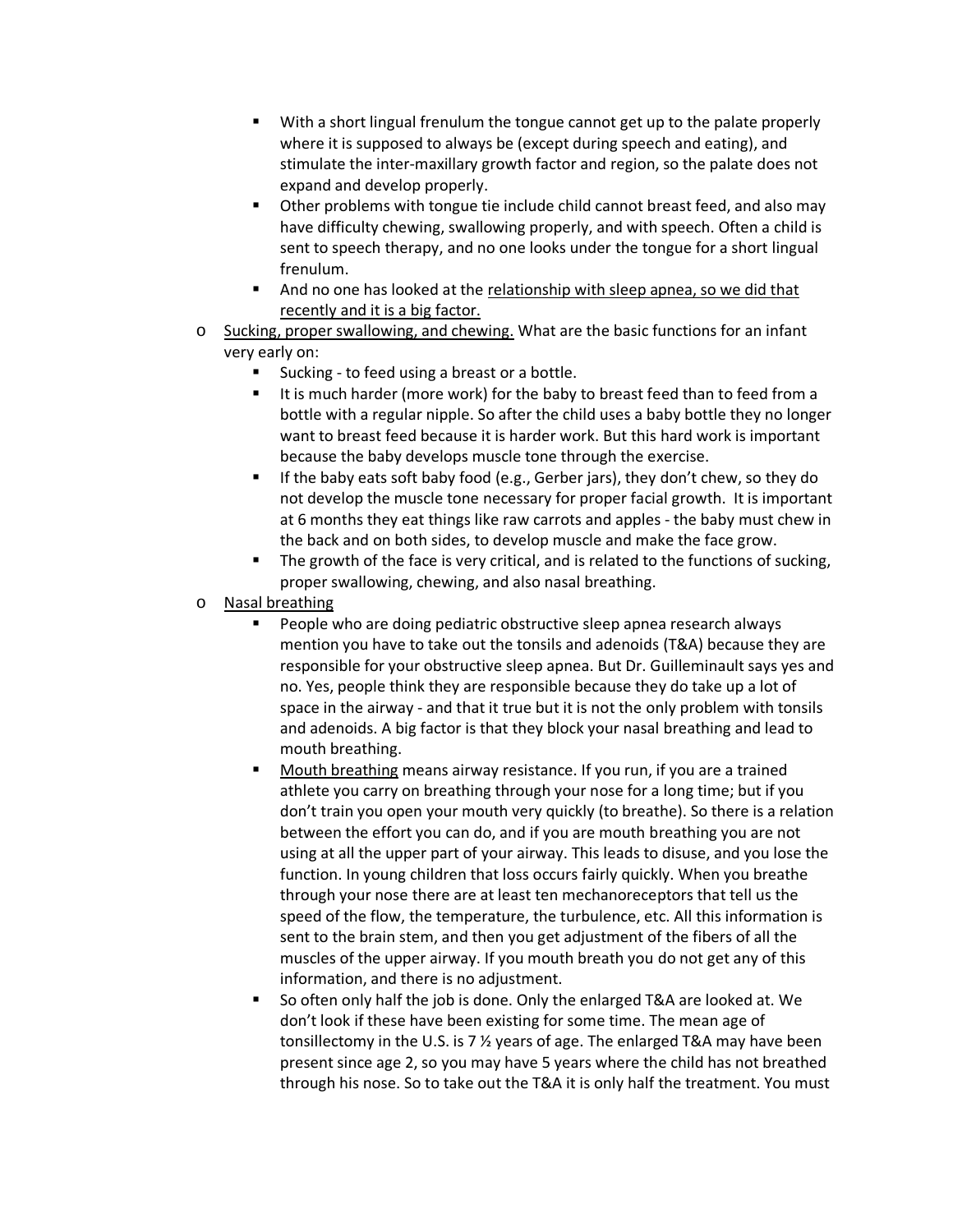- With a short lingual frenulum the tongue cannot get up to the palate properly where it is supposed to always be (except during speech and eating), and stimulate the inter-maxillary growth factor and region, so the palate does not expand and develop properly.
    - Other problems with tongue tie include child cannot breast feed, and also may have difficulty chewing, swallowing properly, and with speech. Often a child is sent to speech therapy, and no one looks under the tongue for a short lingual frenulum.
    - And no one has looked at the <u>relationship with sleep apnea, so we did that recently and it is a big factor.</u>
- <u>Sucking, proper swallowing, and chewing.</u> What are the basic functions for an infant very early on:
    - Sucking - to feed using a breast or a bottle.
    - It is much harder (more work) for the baby to breast feed than to feed from a bottle with a regular nipple. So after the child uses a baby bottle they no longer want to breast feed because it is harder work. But this hard work is important because the baby develops muscle tone through the exercise.
    - If the baby eats soft baby food (e.g., Gerber jars), they don't chew, so they do not develop the muscle tone necessary for proper facial growth. It is important at 6 months they eat things like raw carrots and apples - the baby must chew in the back and on both sides, to develop muscle and make the face grow.
    - The growth of the face is very critical, and is related to the functions of sucking, proper swallowing, chewing, and also nasal breathing.
- <u>Nasal breathing</u>
    - People who are doing pediatric obstructive sleep apnea research always mention you have to take out the tonsils and adenoids (T&A) because they are responsible for your obstructive sleep apnea. But Dr. Guilleminault says yes and no. Yes, people think they are responsible because they do take up a lot of space in the airway - and that it true but it is not the only problem with tonsils and adenoids. A big factor is that they block your nasal breathing and lead to mouth breathing.
    - <u>Mouth breathing</u> means airway resistance. If you run, if you are a trained athlete you carry on breathing through your nose for a long time; but if you don't train you open your mouth very quickly (to breathe). So there is a relation between the effort you can do, and if you are mouth breathing you are not using at all the upper part of your airway. This leads to disuse, and you lose the function. In young children that loss occurs fairly quickly. When you breathe through your nose there are at least ten mechanoreceptors that tell us the speed of the flow, the temperature, the turbulence, etc. All this information is sent to the brain stem, and then you get adjustment of the fibers of all the muscles of the upper airway. If you mouth breath you do not get any of this information, and there is no adjustment.
    - So often only half the job is done. Only the enlarged T&A are looked at. We don't look if these have been existing for some time. The mean age of tonsillectomy in the U.S. is 7 ½ years of age. The enlarged T&A may have been present since age 2, so you may have 5 years where the child has not breathed through his nose. So to take out the T&A it is only half the treatment. You must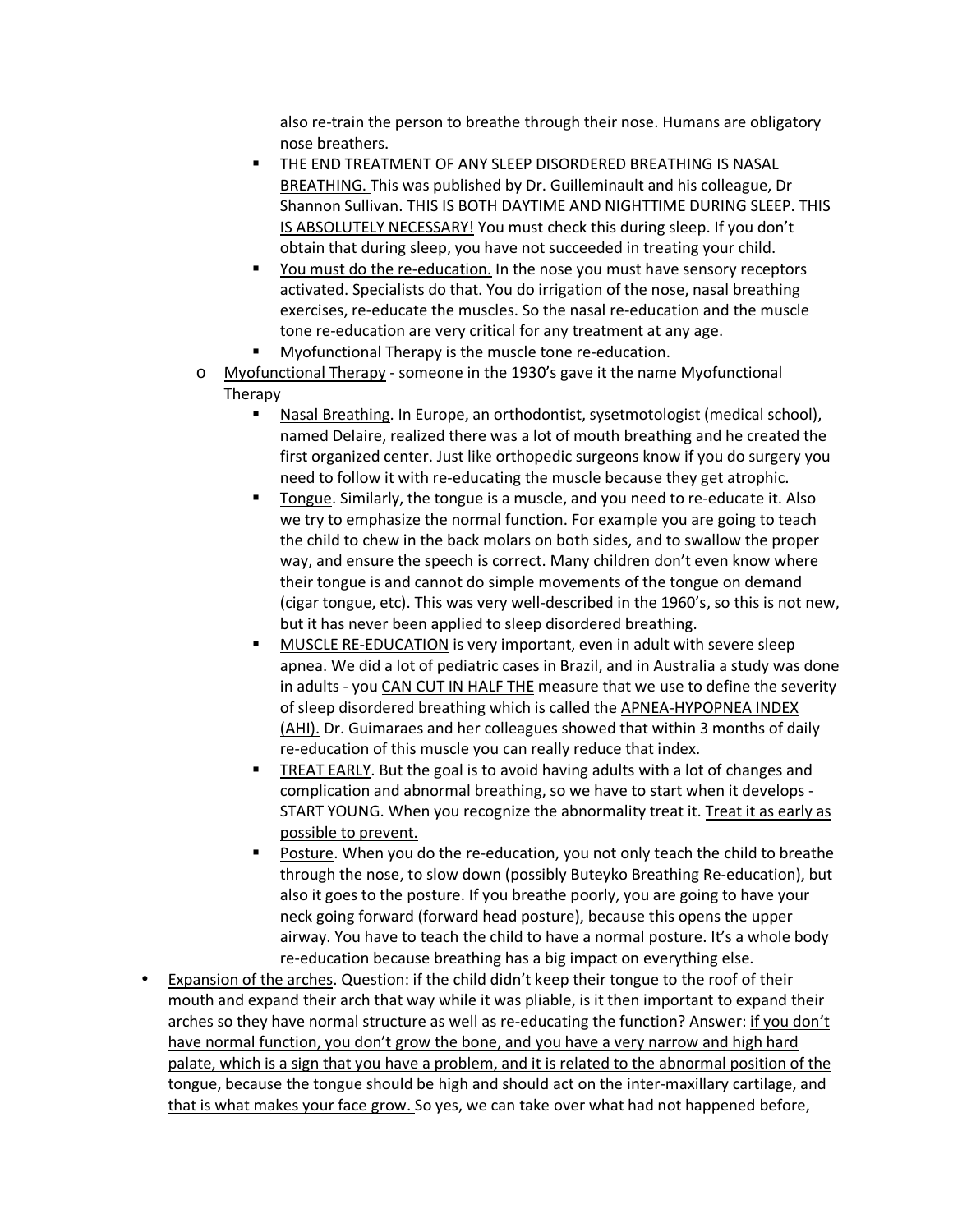also re-train the person to breathe through their nose. Humans are obligatory nose breathers.

        - <u>THE END TREATMENT OF ANY SLEEP DISORDERED BREATHING IS NASAL BREATHING.</u> This was published by Dr. Guilleminault and his colleague, Dr Shannon Sullivan. <u>THIS IS BOTH DAYTIME AND NIGHTTIME DURING SLEEP. THIS IS ABSOLUTELY NECESSARY!</u> You must check this during sleep. If you don't obtain that during sleep, you have not succeeded in treating your child.
        - <u>You must do the re-education.</u> In the nose you must have sensory receptors activated. Specialists do that. You do irrigation of the nose, nasal breathing exercises, re-educate the muscles. So the nasal re-education and the muscle tone re-education are very critical for any treatment at any age.
        - Myofunctional Therapy is the muscle tone re-education.
    - <u>Myofunctional Therapy</u> - someone in the 1930's gave it the name Myofunctional Therapy
        - <u>Nasal Breathing</u>. In Europe, an orthodontist, sysetmotologist (medical school), named Delaire, realized there was a lot of mouth breathing and he created the first organized center. Just like orthopedic surgeons know if you do surgery you need to follow it with re-educating the muscle because they get atrophic.
        - <u>Tongue</u>. Similarly, the tongue is a muscle, and you need to re-educate it. Also we try to emphasize the normal function. For example you are going to teach the child to chew in the back molars on both sides, and to swallow the proper way, and ensure the speech is correct. Many children don't even know where their tongue is and cannot do simple movements of the tongue on demand (cigar tongue, etc). This was very well-described in the 1960's, so this is not new, but it has never been applied to sleep disordered breathing.
        - <u>MUSCLE RE-EDUCATION</u> is very important, even in adult with severe sleep apnea. We did a lot of pediatric cases in Brazil, and in Australia a study was done in adults - you <u>CAN CUT IN HALF THE</u> measure that we use to define the severity of sleep disordered breathing which is called the <u>APNEA-HYPOPNEA INDEX (AHI).</u> Dr. Guimaraes and her colleagues showed that within 3 months of daily re-education of this muscle you can really reduce that index.
        - <u>TREAT EARLY</u>. But the goal is to avoid having adults with a lot of changes and complication and abnormal breathing, so we have to start when it develops - START YOUNG. When you recognize the abnormality treat it. <u>Treat it as early as possible to prevent.</u>
        - <u>Posture</u>. When you do the re-education, you not only teach the child to breathe through the nose, to slow down (possibly Buteyko Breathing Re-education), but also it goes to the posture. If you breathe poorly, you are going to have your neck going forward (forward head posture), because this opens the upper airway. You have to teach the child to have a normal posture. It's a whole body re-education because breathing has a big impact on everything else.
- <u>Expansion of the arches</u>. Question: if the child didn't keep their tongue to the roof of their mouth and expand their arch that way while it was pliable, is it then important to expand their arches so they have normal structure as well as re-educating the function? Answer: <u>if you don't have normal function, you don't grow the bone, and you have a very narrow and high hard palate, which is a sign that you have a problem, and it is related to the abnormal position of the tongue, because the tongue should be high and should act on the inter-maxillary cartilage, and that is what makes your face grow.</u> So yes, we can take over what had not happened before,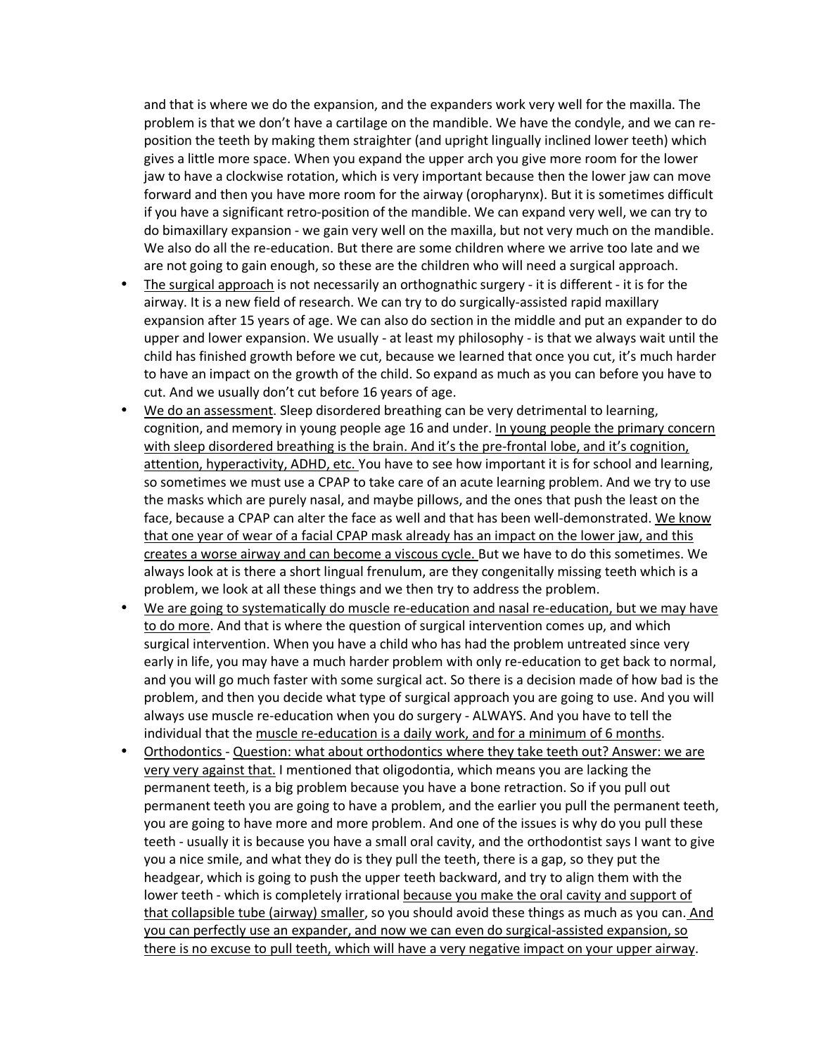and that is where we do the expansion, and the expanders work very well for the maxilla. The problem is that we don't have a cartilage on the mandible. We have the condyle, and we can re-position the teeth by making them straighter (and upright lingually inclined lower teeth) which gives a little more space. When you expand the upper arch you give more room for the lower jaw to have a clockwise rotation, which is very important because then the lower jaw can move forward and then you have more room for the airway (oropharynx). But it is sometimes difficult if you have a significant retro-position of the mandible. We can expand very well, we can try to do bimaxillary expansion - we gain very well on the maxilla, but not very much on the mandible. We also do all the re-education. But there are some children where we arrive too late and we are not going to gain enough, so these are the children who will need a surgical approach.

- <u>The surgical approach</u> is not necessarily an orthognathic surgery - it is different - it is for the airway. It is a new field of research. We can try to do surgically-assisted rapid maxillary expansion after 15 years of age. We can also do section in the middle and put an expander to do upper and lower expansion. We usually - at least my philosophy - is that we always wait until the child has finished growth before we cut, because we learned that once you cut, it's much harder to have an impact on the growth of the child. So expand as much as you can before you have to cut. And we usually don't cut before 16 years of age.
- <u>We do an assessment</u>. Sleep disordered breathing can be very detrimental to learning, cognition, and memory in young people age 16 and under. <u>In young people the primary concern with sleep disordered breathing is the brain. And it's the pre-frontal lobe, and it's cognition, attention, hyperactivity, ADHD, etc.</u> You have to see how important it is for school and learning, so sometimes we must use a CPAP to take care of an acute learning problem. And we try to use the masks which are purely nasal, and maybe pillows, and the ones that push the least on the face, because a CPAP can alter the face as well and that has been well-demonstrated. <u>We know that one year of wear of a facial CPAP mask already has an impact on the lower jaw, and this creates a worse airway and can become a viscous cycle.</u> But we have to do this sometimes. We always look at is there a short lingual frenulum, are they congenitally missing teeth which is a problem, we look at all these things and we then try to address the problem.
- <u>We are going to systematically do muscle re-education and nasal re-education, but we may have to do more</u>. And that is where the question of surgical intervention comes up, and which surgical intervention. When you have a child who has had the problem untreated since very early in life, you may have a much harder problem with only re-education to get back to normal, and you will go much faster with some surgical act. So there is a decision made of how bad is the problem, and then you decide what type of surgical approach you are going to use. And you will always use muscle re-education when you do surgery - ALWAYS. And you have to tell the individual that the <u>muscle re-education is a daily work, and for a minimum of 6 months</u>.
- <u>Orthodontics</u> - <u>Question: what about orthodontics where they take teeth out? Answer: we are very very against that.</u> I mentioned that oligodontia, which means you are lacking the permanent teeth, is a big problem because you have a bone retraction. So if you pull out permanent teeth you are going to have a problem, and the earlier you pull the permanent teeth, you are going to have more and more problem. And one of the issues is why do you pull these teeth - usually it is because you have a small oral cavity, and the orthodontist says I want to give you a nice smile, and what they do is they pull the teeth, there is a gap, so they put the headgear, which is going to push the upper teeth backward, and try to align them with the lower teeth - which is completely irrational <u>because you make the oral cavity and support of that collapsible tube (airway) smaller</u>, so you should avoid these things as much as you can. <u>And you can perfectly use an expander, and now we can even do surgical-assisted expansion, so there is no excuse to pull teeth, which will have a very negative impact on your upper airway</u>.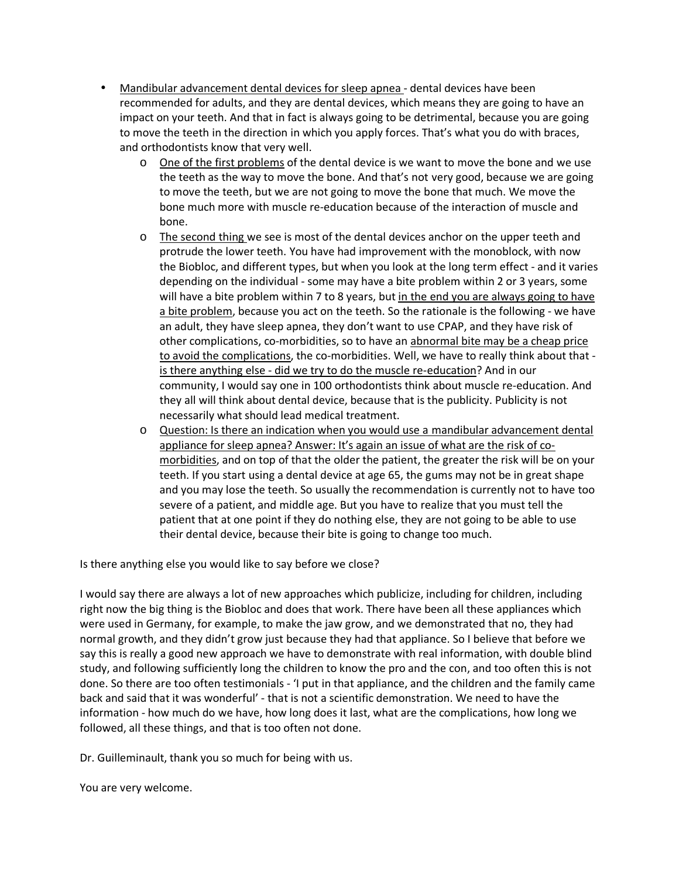- Mandibular advancement dental devices for sleep apnea - dental devices have been recommended for adults, and they are dental devices, which means they are going to have an impact on your teeth. And that in fact is always going to be detrimental, because you are going to move the teeth in the direction in which you apply forces. That's what you do with braces, and orthodontists know that very well.
  - One of the first problems of the dental device is we want to move the bone and we use the teeth as the way to move the bone. And that's not very good, because we are going to move the teeth, but we are not going to move the bone that much. We move the bone much more with muscle re-education because of the interaction of muscle and bone.
  - The second thing we see is most of the dental devices anchor on the upper teeth and protrude the lower teeth. You have had improvement with the monoblock, with now the Biobloc, and different types, but when you look at the long term effect - and it varies depending on the individual - some may have a bite problem within 2 or 3 years, some will have a bite problem within 7 to 8 years, but in the end you are always going to have a bite problem, because you act on the teeth. So the rationale is the following - we have an adult, they have sleep apnea, they don't want to use CPAP, and they have risk of other complications, co-morbidities, so to have an abnormal bite may be a cheap price to avoid the complications, the co-morbidities. Well, we have to really think about that - is there anything else - did we try to do the muscle re-education? And in our community, I would say one in 100 orthodontists think about muscle re-education. And they all will think about dental device, because that is the publicity. Publicity is not necessarily what should lead medical treatment.
  - Question: Is there an indication when you would use a mandibular advancement dental appliance for sleep apnea? Answer: It's again an issue of what are the risk of co-morbidities, and on top of that the older the patient, the greater the risk will be on your teeth. If you start using a dental device at age 65, the gums may not be in great shape and you may lose the teeth. So usually the recommendation is currently not to have too severe of a patient, and middle age. But you have to realize that you must tell the patient that at one point if they do nothing else, they are not going to be able to use their dental device, because their bite is going to change too much.

Is there anything else you would like to say before we close?

I would say there are always a lot of new approaches which publicize, including for children, including right now the big thing is the Biobloc and does that work. There have been all these appliances which were used in Germany, for example, to make the jaw grow, and we demonstrated that no, they had normal growth, and they didn't grow just because they had that appliance. So I believe that before we say this is really a good new approach we have to demonstrate with real information, with double blind study, and following sufficiently long the children to know the pro and the con, and too often this is not done. So there are too often testimonials - 'I put in that appliance, and the children and the family came back and said that it was wonderful' - that is not a scientific demonstration. We need to have the information - how much do we have, how long does it last, what are the complications, how long we followed, all these things, and that is too often not done.

Dr. Guilleminault, thank you so much for being with us.

You are very welcome.